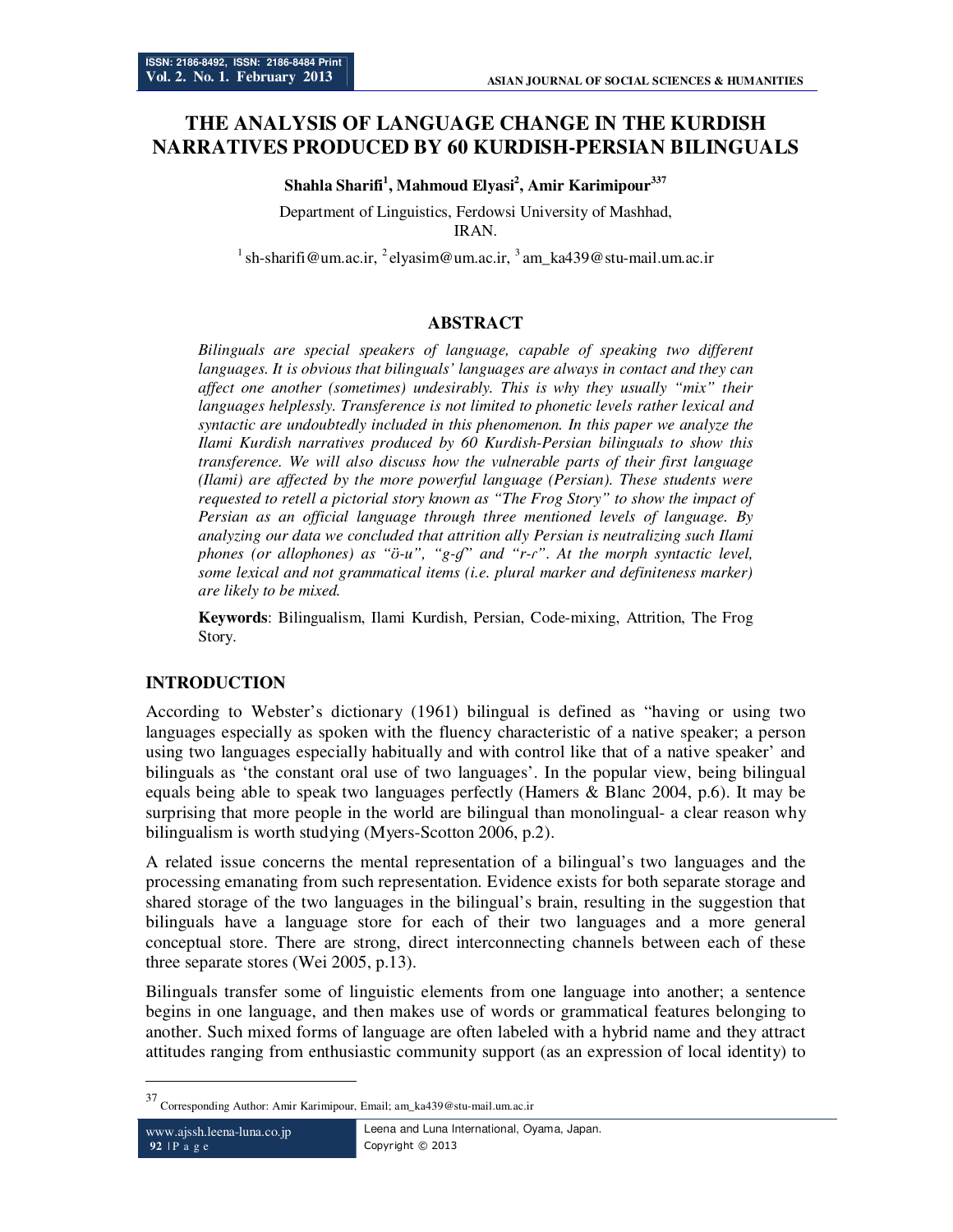# THE ANALYSIS OF LANGUAGE CHANGE IN THE KURDISH NARRATIVES PRODUCED BY 60 KURDISH-PERSIAN BILINGUALS

**Shahla Sharifi[1], Mahmoud Elyasi[2], Amir Karimipour[3,37]**

Department of Linguistics, Ferdowsi University of Mashhad, IRAN.

[1] sh-sharifi@um.ac.ir, [2] elyasim@um.ac.ir, [3] am_ka439@stu-mail.um.ac.ir

## ABSTRACT

*Bilinguals are special speakers of language, capable of speaking two different languages. It is obvious that bilinguals' languages are always in contact and they can affect one another (sometimes) undesirably. This is why they usually "mix" their languages helplessly. Transference is not limited to phonetic levels rather lexical and syntactic are undoubtedly included in this phenomenon. In this paper we analyze the Ilami Kurdish narratives produced by 60 Kurdish-Persian bilinguals to show this transference. We will also discuss how the vulnerable parts of their first language (Ilami) are affected by the more powerful language (Persian). These students were requested to retell a pictorial story known as "The Frog Story" to show the impact of Persian as an official language through three mentioned levels of language. By analyzing our data we concluded that attrition ally Persian is neutralizing such Ilami phones (or allophones) as "ö-u", "g-ɠ" and "r-ɾ". At the morph syntactic level, some lexical and not grammatical items (i.e. plural marker and definiteness marker) are likely to be mixed.*

**Keywords**: Bilingualism, Ilami Kurdish, Persian, Code-mixing, Attrition, The Frog Story.

## INTRODUCTION

According to Webster's dictionary (1961) bilingual is defined as "having or using two languages especially as spoken with the fluency characteristic of a native speaker; a person using two languages especially habitually and with control like that of a native speaker' and bilinguals as 'the constant oral use of two languages'. In the popular view, being bilingual equals being able to speak two languages perfectly (Hamers & Blanc 2004, p.6). It may be surprising that more people in the world are bilingual than monolingual- a clear reason why bilingualism is worth studying (Myers-Scotton 2006, p.2).

A related issue concerns the mental representation of a bilingual's two languages and the processing emanating from such representation. Evidence exists for both separate storage and shared storage of the two languages in the bilingual's brain, resulting in the suggestion that bilinguals have a language store for each of their two languages and a more general conceptual store. There are strong, direct interconnecting channels between each of these three separate stores (Wei 2005, p.13).

Bilinguals transfer some of linguistic elements from one language into another; a sentence begins in one language, and then makes use of words or grammatical features belonging to another. Such mixed forms of language are often labeled with a hybrid name and they attract attitudes ranging from enthusiastic community support (as an expression of local identity) to

---

[37] Corresponding Author: Amir Karimipour, Email; am_ka439@stu-mail.um.ac.ir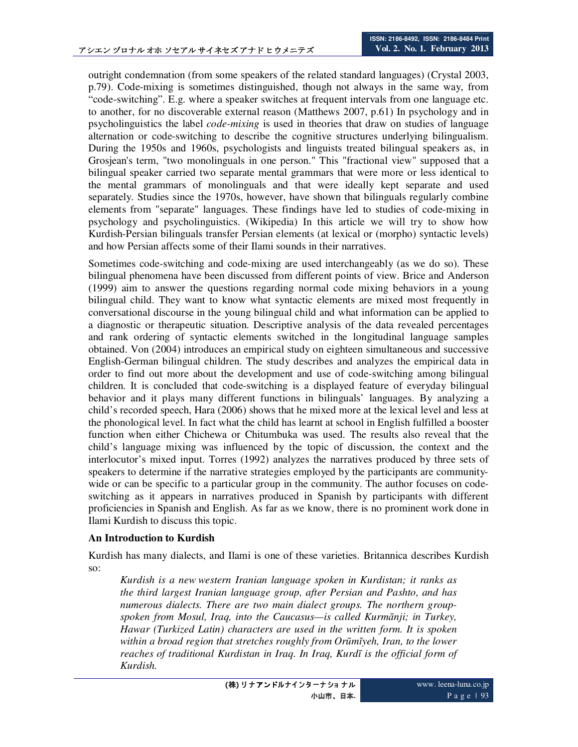outright condemnation (from some speakers of the related standard languages) (Crystal 2003, p.79). Code-mixing is sometimes distinguished, though not always in the same way, from "code-switching". E.g. where a speaker switches at frequent intervals from one language etc. to another, for no discoverable external reason (Matthews 2007, p.61) In psychology and in psycholinguistics the label *code-mixing* is used in theories that draw on studies of language alternation or code-switching to describe the cognitive structures underlying bilingualism. During the 1950s and 1960s, psychologists and linguists treated bilingual speakers as, in Grosjean's term, "two monolinguals in one person." This "fractional view" supposed that a bilingual speaker carried two separate mental grammars that were more or less identical to the mental grammars of monolinguals and that were ideally kept separate and used separately. Studies since the 1970s, however, have shown that bilinguals regularly combine elements from "separate" languages. These findings have led to studies of code-mixing in psychology and psycholinguistics. (Wikipedia) In this article we will try to show how Kurdish-Persian bilinguals transfer Persian elements (at lexical or (morpho) syntactic levels) and how Persian affects some of their Ilami sounds in their narratives.

Sometimes code-switching and code-mixing are used interchangeably (as we do so). These bilingual phenomena have been discussed from different points of view. Brice and Anderson (1999) aim to answer the questions regarding normal code mixing behaviors in a young bilingual child. They want to know what syntactic elements are mixed most frequently in conversational discourse in the young bilingual child and what information can be applied to a diagnostic or therapeutic situation. Descriptive analysis of the data revealed percentages and rank ordering of syntactic elements switched in the longitudinal language samples obtained. Von (2004) introduces an empirical study on eighteen simultaneous and successive English-German bilingual children. The study describes and analyzes the empirical data in order to find out more about the development and use of code-switching among bilingual children. It is concluded that code-switching is a displayed feature of everyday bilingual behavior and it plays many different functions in bilinguals' languages. By analyzing a child's recorded speech, Hara (2006) shows that he mixed more at the lexical level and less at the phonological level. In fact what the child has learnt at school in English fulfilled a booster function when either Chichewa or Chitumbuka was used. The results also reveal that the child's language mixing was influenced by the topic of discussion, the context and the interlocutor's mixed input. Torres (1992) analyzes the narratives produced by three sets of speakers to determine if the narrative strategies employed by the participants are community-wide or can be specific to a particular group in the community. The author focuses on code-switching as it appears in narratives produced in Spanish by participants with different proficiencies in Spanish and English. As far as we know, there is no prominent work done in Ilami Kurdish to discuss this topic.

**An Introduction to Kurdish**

Kurdish has many dialects, and Ilami is one of these varieties. Britannica describes Kurdish so:

> *Kurdish is a new western Iranian language spoken in Kurdistan; it ranks as the third largest Iranian language group, after Persian and Pashto, and has numerous dialects. There are two main dialect groups. The northern group-spoken from Mosul, Iraq, into the Caucasus—is called Kurmānji; in Turkey, Hawar (Turkized Latin) characters are used in the written form. It is spoken within a broad region that stretches roughly from Orūmīyeh, Iran, to the lower reaches of traditional Kurdistan in Iraq. In Iraq, Kurdī is the official form of Kurdish.*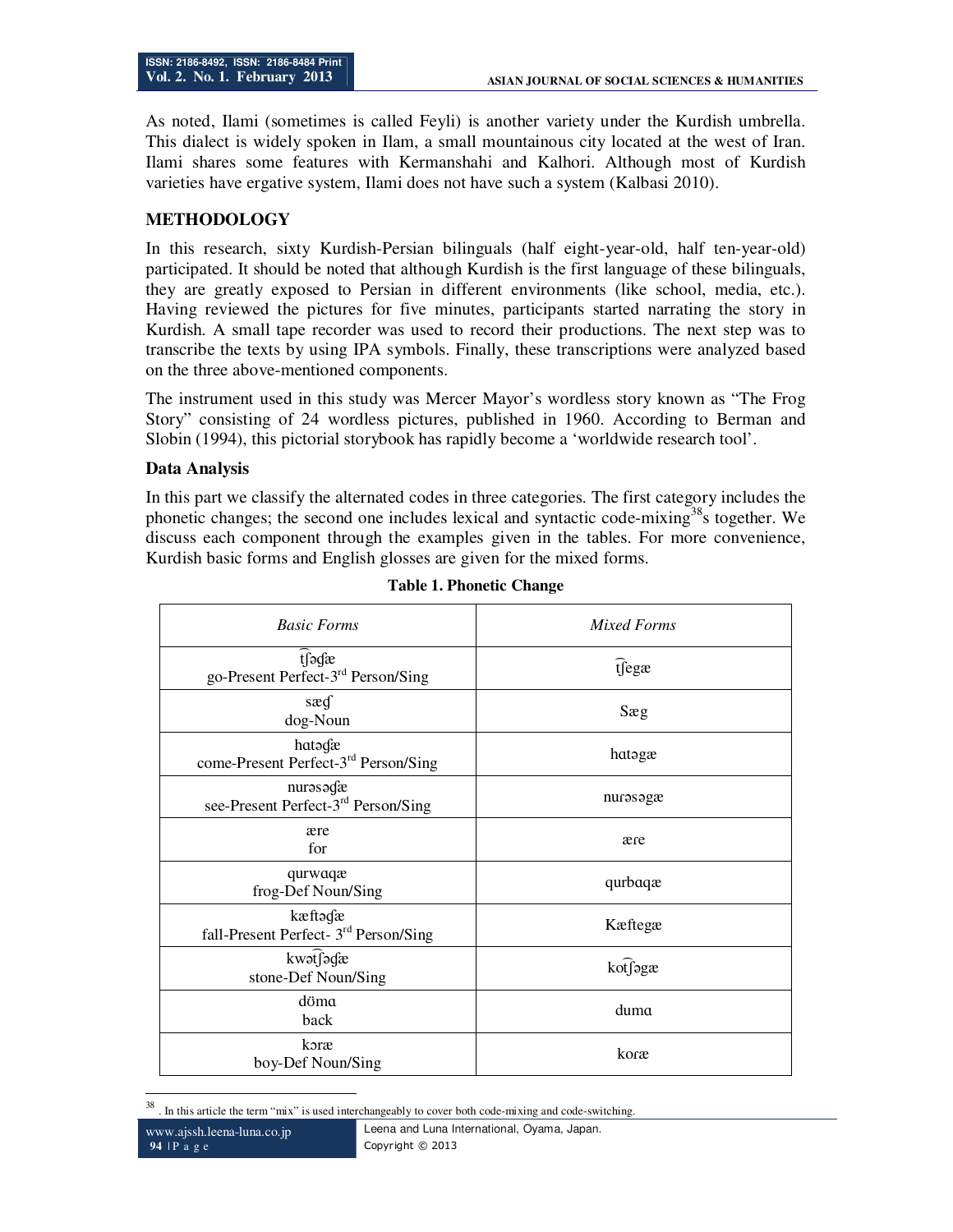As noted, Ilami (sometimes is called Feyli) is another variety under the Kurdish umbrella. This dialect is widely spoken in Ilam, a small mountainous city located at the west of Iran. Ilami shares some features with Kermanshahi and Kalhori. Although most of Kurdish varieties have ergative system, Ilami does not have such a system (Kalbasi 2010).

## METHODOLOGY

In this research, sixty Kurdish-Persian bilinguals (half eight-year-old, half ten-year-old) participated. It should be noted that although Kurdish is the first language of these bilinguals, they are greatly exposed to Persian in different environments (like school, media, etc.). Having reviewed the pictures for five minutes, participants started narrating the story in Kurdish. A small tape recorder was used to record their productions. The next step was to transcribe the texts by using IPA symbols. Finally, these transcriptions were analyzed based on the three above-mentioned components.

The instrument used in this study was Mercer Mayor's wordless story known as "The Frog Story" consisting of 24 wordless pictures, published in 1960. According to Berman and Slobin (1994), this pictorial storybook has rapidly become a 'worldwide research tool'.

### Data Analysis

In this part we classify the alternated codes in three categories. The first category includes the phonetic changes; the second one includes lexical and syntactic code-mixing[38]s together. We discuss each component through the examples given in the tables. For more convenience, Kurdish basic forms and English glosses are given for the mixed forms.

**Table 1. Phonetic Change**

| *Basic Forms* | *Mixed Forms* |
|---|---|
| t͡ʃəɠæ<br>go-Present Perfect-3rd Person/Sing | t͡ʃegæ |
| sæɠ<br>dog-Noun | Sæg |
| hɑtəɠæ<br>come-Present Perfect-3rd Person/Sing | hɑtəgæ |
| nurəsəɠæ<br>see-Present Perfect-3rd Person/Sing | nuɾəsəgæ |
| ære<br>for | æɾe |
| qurwɑqæ<br>frog-Def Noun/Sing | qurbɑqæ |
| kæftəɠæ<br>fall-Present Perfect- 3rd Person/Sing | Kæftegæ |
| kwət͡ʃəɠæ<br>stone-Def Noun/Sing | kot͡ʃəgæ |
| dömɑ<br>back | dumɑ |
| kɔræ<br>boy-Def Noun/Sing | koræ |

[38] . In this article the term "mix" is used interchangeably to cover both code-mixing and code-switching.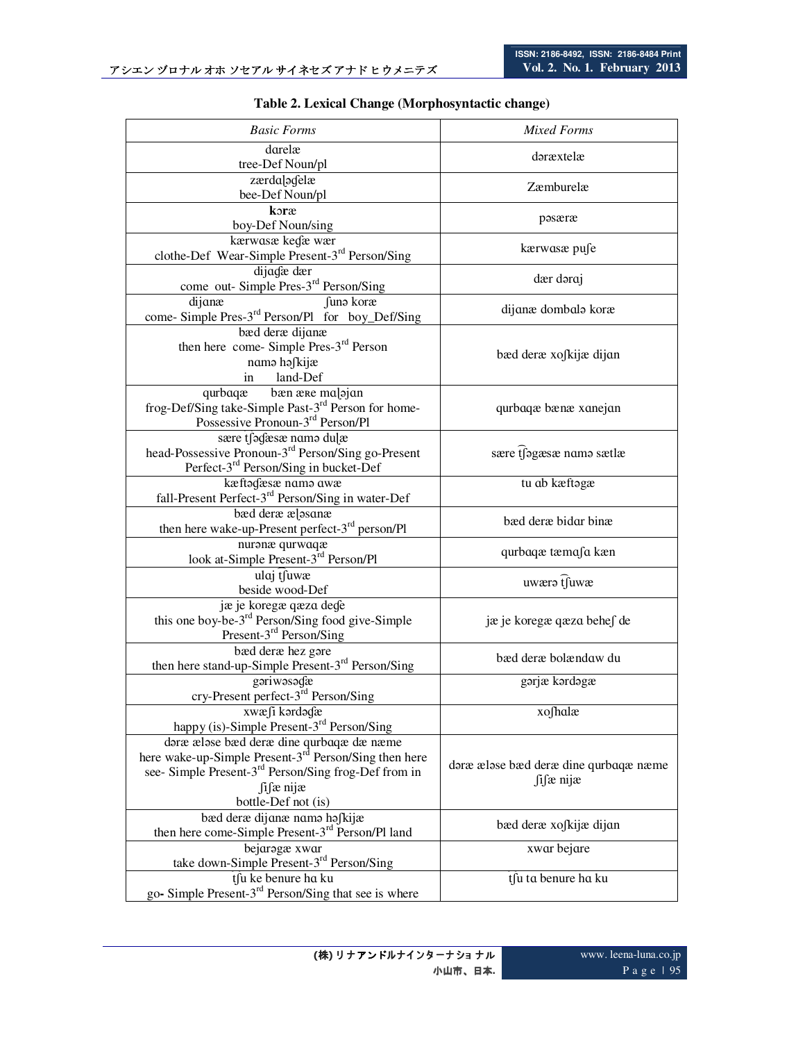**Table 2. Lexical Change (Morphosyntactic change)**

| *Basic Forms* | *Mixed Forms* |
|---|---|
| dɑrelæ<br>tree-Def Noun/pl | dəræxtelæ |
| zærdɑɭəʤelæ<br>bee-Def Noun/pl | Zæmburelæ |
| **k**ɔræ<br>boy-Def Noun/sing | pəsæræ |
| kærwasæ keʤæ wær<br>clothe-Def Wear-Simple Present-3rd Person/Sing | kærwasæ puʃe |
| dijaʤæ dær<br>come out- Simple Pres-3rd Person/Sing | dær dəraj |
| dijanæ ʃunə koræ<br>come- Simple Pres-3rd Person/Pl for boy_Def/Sing | dijanæ dombalə koræ |
| bæd deræ dijanæ<br>then here come- Simple Pres-3rd Person<br>nɑmə həʃkijæ<br>in land-Def | bæd deræ xoʃkijæ dijan |
| qurbɑqæ bæn æʀe mɑɭəjɑn<br>frog-Def/Sing take-Simple Past-3rd Person for home-Possessive Pronoun-3rd Person/Pl | qurbɑqæ bænæ xɑnejɑn |
| sære tʃəʤæsæ nɑmə duɭæ<br>head-Possessive Pronoun-3rd Person/Sing go-Present Perfect-3rd Person/Sing in bucket-Def | sære t͡ʃəgæsæ nɑmə sætlæ |
| kæftəʤæsæ nɑmə awæ<br>fall-Present Perfect-3rd Person/Sing in water-Def | tu ɑb kæftəgæ |
| bæd deræ æɭəsanæ<br>then here wake-up-Present perfect-3rd person/Pl | bæd deræ bidɑr binæ |
| nurənæ qurwɑqæ<br>look at-Simple Present-3rd Person/Pl | qurbɑqæ tæmɑʃɑ kæn |
| ulɑj t͡ʃuwæ<br>beside wood-Def | uwærə t͡ʃuwæ |
| jæ je koregæ qæzɑ deʤe<br>this one boy-be-3rd Person/Sing food give-Simple Present-3rd Person/Sing | jæ je koregæ qæzɑ beheʃ de |
| bæd deræ hez gəre<br>then here stand-up-Simple Present-3rd Person/Sing | bæd deræ bolændaw du |
| gəriwəsəʤæ<br>cry-Present perfect-3rd Person/Sing | gərjæ kərdəgæ |
| xwæʃi kərdəʤæ<br>happy (is)-Simple Present-3rd Person/Sing | xoʃhalæ |
| dəræ æləse bæd deræ dine qurbɑqæ dæ næme<br>here wake-up-Simple Present-3rd Person/Sing then here see- Simple Present-3rd Person/Sing frog-Def from in<br>ʃiʃæ nijæ<br>bottle-Def not (is) | dəræ æləse bæd deræ dine qurbɑqæ næme ʃiʃæ nijæ |
| bæd deræ dijanæ nɑmə həʃkijæ<br>then here come-Simple Present-3rd Person/Pl land | bæd deræ xoʃkijæ dijan |
| bejɑrəgæ xwɑr<br>take down-Simple Present-3rd Person/Sing | xwɑr bejare |
| tʃu ke benure hɑ ku<br>go- Simple Present-3rd Person/Sing that see is where | t͡ʃu tɑ benure hɑ ku |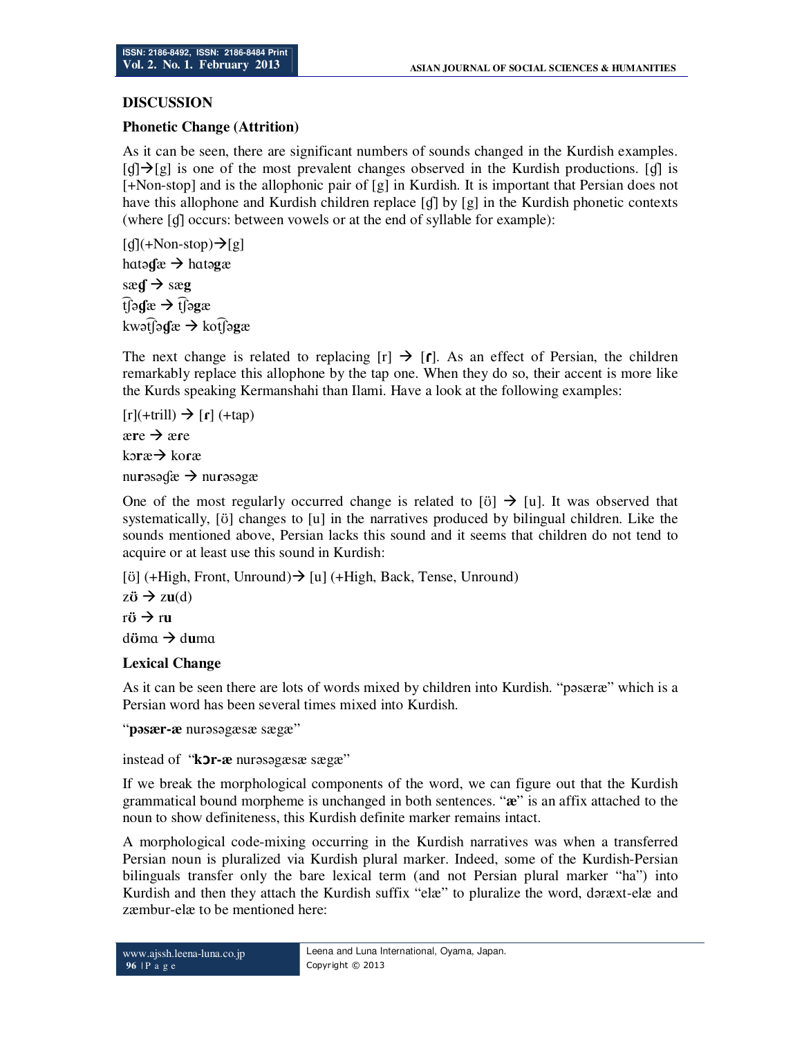## DISCUSSION

### Phonetic Change (Attrition)

As it can be seen, there are significant numbers of sounds changed in the Kurdish examples. [ɠ]→[g] is one of the most prevalent changes observed in the Kurdish productions. [ɠ] is [+Non-stop] and is the allophonic pair of [g] in Kurdish. It is important that Persian does not have this allophone and Kurdish children replace [ɠ] by [g] in the Kurdish phonetic contexts (where [ɠ] occurs: between vowels or at the end of syllable for example):

[ɠ](+Non-stop)→[g]

hɑtəɠæ → hɑtə**g**æ

sæ**ɠ** → sæ**g**

t͡ʃə**ɠ**æ → t͡ʃə**g**æ

kwət͡ʃə**ɠ**æ → kot͡ʃə**g**æ

The next change is related to replacing [r] → [**ɾ**]. As an effect of Persian, the children remarkably replace this allophone by the tap one. When they do so, their accent is more like the Kurds speaking Kermanshahi than Ilami. Have a look at the following examples:

[r](+trill) → [**ɾ**] (+tap)

æ**r**e → æ**ɾ**e

kɔ**r**æ→ ko**ɾ**æ

nu**r**əsəɠæ → nu**ɾ**əsəgæ

One of the most regularly occurred change is related to [ö] → [u]. It was observed that systematically, [ö] changes to [u] in the narratives produced by bilingual children. Like the sounds mentioned above, Persian lacks this sound and it seems that children do not tend to acquire or at least use this sound in Kurdish:

[ö] (+High, Front, Unround)→ [u] (+High, Back, Tense, Unround)

z**ö** → z**u**(d)

r**ö** → r**u**

d**ö**mɑ → d**u**mɑ

### Lexical Change

As it can be seen there are lots of words mixed by children into Kurdish. "pəsæræ" which is a Persian word has been several times mixed into Kurdish.

"**pəsær-æ** nurəsəgæsæ sægæ"

instead of "**kɔr-æ** nurəsəgæsæ sægæ"

If we break the morphological components of the word, we can figure out that the Kurdish grammatical bound morpheme is unchanged in both sentences. "**æ**" is an affix attached to the noun to show definiteness, this Kurdish definite marker remains intact.

A morphological code-mixing occurring in the Kurdish narratives was when a transferred Persian noun is pluralized via Kurdish plural marker. Indeed, some of the Kurdish-Persian bilinguals transfer only the bare lexical term (and not Persian plural marker "ha") into Kurdish and then they attach the Kurdish suffix "elæ" to pluralize the word, dəræxt-elæ and zæmbur-elæ to be mentioned here: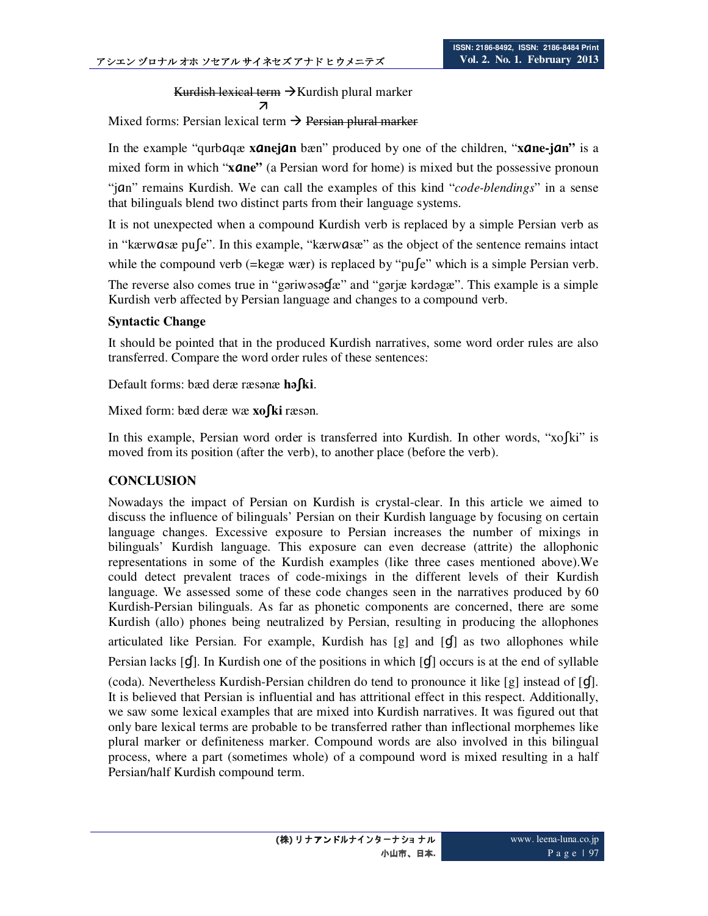~~Kurdish lexical term~~ → Kurdish plural marker

↗

Mixed forms: Persian lexical term → ~~Persian plural marker~~

In the example "qurbɑqæ **xɑnejɑn** bæn" produced by one of the children, "**xɑne-jɑn"** is a mixed form in which "**xɑne"** (a Persian word for home) is mixed but the possessive pronoun "jɑn" remains Kurdish. We can call the examples of this kind "*code-blendings*" in a sense that bilinguals blend two distinct parts from their language systems.

It is not unexpected when a compound Kurdish verb is replaced by a simple Persian verb as in "kærwɑsæ puʃe". In this example, "kærwɑsæ" as the object of the sentence remains intact while the compound verb (=kegæ wær) is replaced by "puʃe" which is a simple Persian verb. The reverse also comes true in "gəriwəsəɠæ" and "gərjæ kərdəgæ". This example is a simple Kurdish verb affected by Persian language and changes to a compound verb.

**Syntactic Change**

It should be pointed that in the produced Kurdish narratives, some word order rules are also transferred. Compare the word order rules of these sentences:

Default forms: bæd deræ ræsənæ **həʃki**.

Mixed form: bæd deræ wæ **xoʃki** ræsən.

In this example, Persian word order is transferred into Kurdish. In other words, "xoʃki" is moved from its position (after the verb), to another place (before the verb).

## CONCLUSION

Nowadays the impact of Persian on Kurdish is crystal-clear. In this article we aimed to discuss the influence of bilinguals' Persian on their Kurdish language by focusing on certain language changes. Excessive exposure to Persian increases the number of mixings in bilinguals' Kurdish language. This exposure can even decrease (attrite) the allophonic representations in some of the Kurdish examples (like three cases mentioned above).We could detect prevalent traces of code-mixings in the different levels of their Kurdish language. We assessed some of these code changes seen in the narratives produced by 60 Kurdish-Persian bilinguals. As far as phonetic components are concerned, there are some Kurdish (allo) phones being neutralized by Persian, resulting in producing the allophones articulated like Persian. For example, Kurdish has [g] and [ɠ] as two allophones while Persian lacks [ɠ]. In Kurdish one of the positions in which [ɠ] occurs is at the end of syllable (coda). Nevertheless Kurdish-Persian children do tend to pronounce it like [g] instead of [ɠ]. It is believed that Persian is influential and has attritional effect in this respect. Additionally, we saw some lexical examples that are mixed into Kurdish narratives. It was figured out that only bare lexical terms are probable to be transferred rather than inflectional morphemes like plural marker or definiteness marker. Compound words are also involved in this bilingual process, where a part (sometimes whole) of a compound word is mixed resulting in a half Persian/half Kurdish compound term.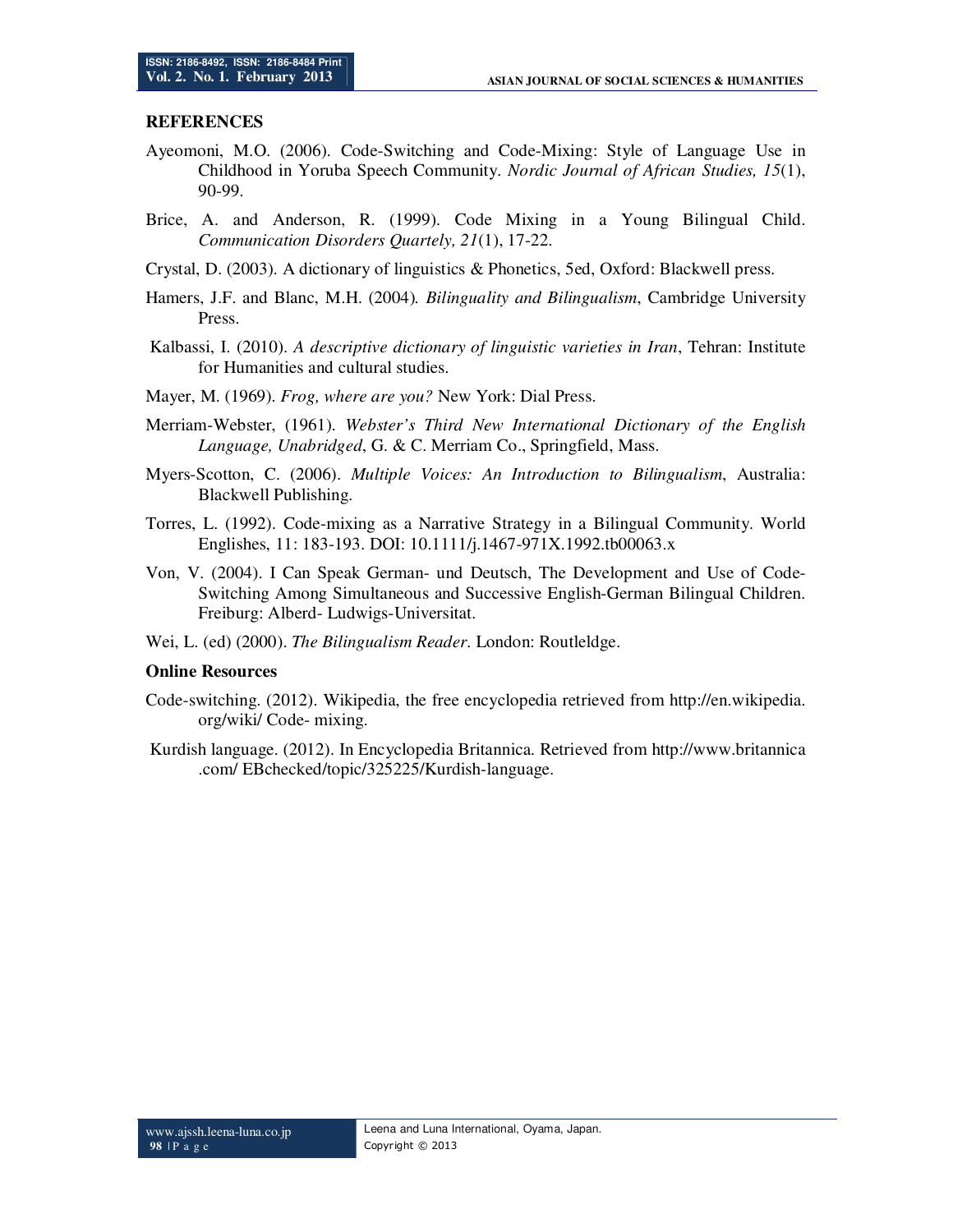## REFERENCES

Ayeomoni, M.O. (2006). Code-Switching and Code-Mixing: Style of Language Use in Childhood in Yoruba Speech Community. *Nordic Journal of African Studies, 15*(1), 90-99.

Brice, A. and Anderson, R. (1999). Code Mixing in a Young Bilingual Child. *Communication Disorders Quartely, 21*(1), 17-22.

Crystal, D. (2003). A dictionary of linguistics & Phonetics, 5ed, Oxford: Blackwell press.

Hamers, J.F. and Blanc, M.H. (2004). *Bilinguality and Bilingualism*, Cambridge University Press.

Kalbassi, I. (2010). *A descriptive dictionary of linguistic varieties in Iran*, Tehran: Institute for Humanities and cultural studies.

Mayer, M. (1969). *Frog, where are you?* New York: Dial Press.

Merriam-Webster, (1961). *Webster's Third New International Dictionary of the English Language, Unabridged*, G. & C. Merriam Co., Springfield, Mass.

Myers-Scotton, C. (2006). *Multiple Voices: An Introduction to Bilingualism*, Australia: Blackwell Publishing.

Torres, L. (1992). Code-mixing as a Narrative Strategy in a Bilingual Community. World Englishes, 11: 183-193. DOI: 10.1111/j.1467-971X.1992.tb00063.x

Von, V. (2004). I Can Speak German- und Deutsch, The Development and Use of Code-Switching Among Simultaneous and Successive English-German Bilingual Children. Freiburg: Alberd- Ludwigs-Universitat.

Wei, L. (ed) (2000). *The Bilingualism Reader*. London: Routleldge.

### Online Resources

Code-switching. (2012). Wikipedia, the free encyclopedia retrieved from http://en.wikipedia.org/wiki/ Code- mixing.

Kurdish language. (2012). In Encyclopedia Britannica. Retrieved from http://www.britannica.com/ EBchecked/topic/325225/Kurdish-language.